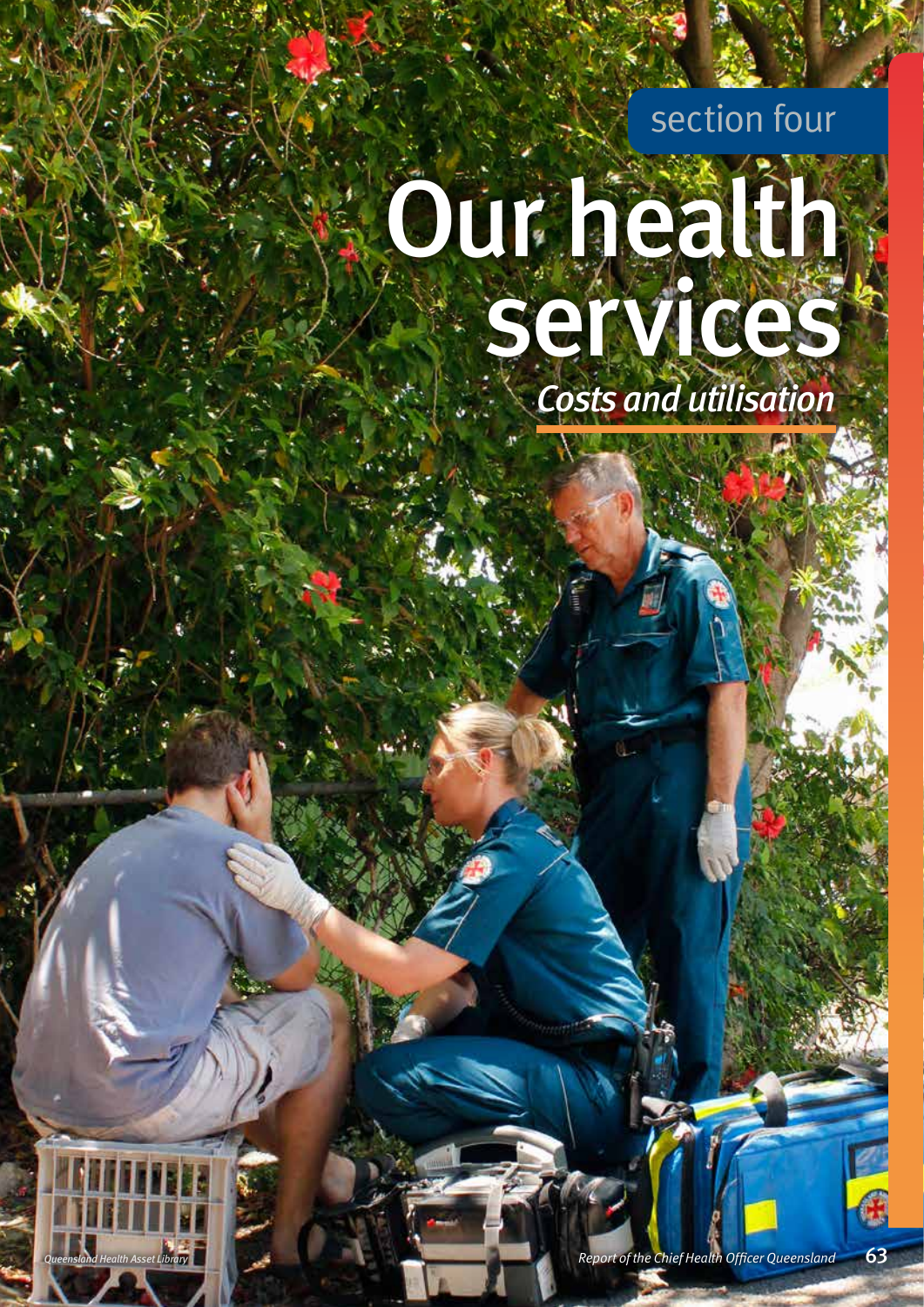section four

# Our health services

*Costs and utilisation*

*Queensland Health Asset Library*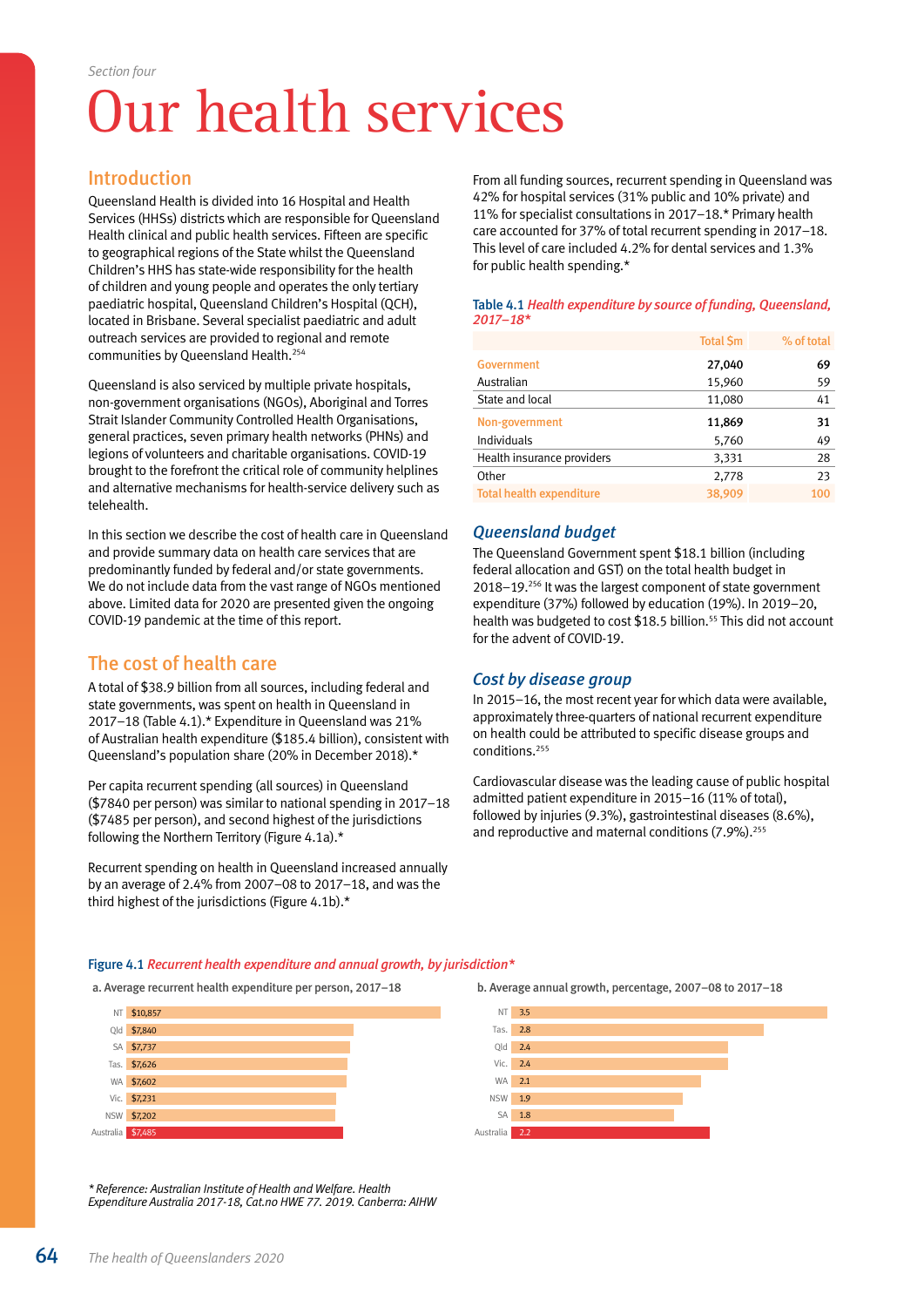Section four

# Our health services

## Introduction

Queensland Health is divided into 16 Hospital and Health Services (HHSs) districts which are responsible for Queensland Health clinical and public health services. Fifteen are specific to geographical regions of the State whilst the Queensland Children's HHS has state-wide responsibility for the health of children and young people and operates the only tertiary paediatric hospital, Queensland Children's Hospital (QCH), located in Brisbane. Several specialist paediatric and adult outreach services are provided to regional and remote communities by Queensland Health.[254]

Queensland is also serviced by multiple private hospitals, non-government organisations (NGOs), Aboriginal and Torres Strait Islander Community Controlled Health Organisations, general practices, seven primary health networks (PHNs) and legions of volunteers and charitable organisations. COVID-19 brought to the forefront the critical role of community helplines and alternative mechanisms for health-service delivery such as telehealth.

In this section we describe the cost of health care in Queensland and provide summary data on health care services that are predominantly funded by federal and/or state governments. We do not include data from the vast range of NGOs mentioned above. Limited data for 2020 are presented given the ongoing COVID-19 pandemic at the time of this report.

## The cost of health care

A total of $38.9 billion from all sources, including federal and state governments, was spent on health in Queensland in 2017–18 (Table 4.1).* Expenditure in Queensland was 21% of Australian health expenditure ($185.4 billion), consistent with Queensland's population share (20% in December 2018).*

Per capita recurrent spending (all sources) in Queensland ($7840 per person) was similar to national spending in 2017–18 ($7485 per person), and second highest of the jurisdictions following the Northern Territory (Figure 4.1a).*

Recurrent spending on health in Queensland increased annually by an average of 2.4% from 2007–08 to 2017–18, and was the third highest of the jurisdictions (Figure 4.1b).*

From all funding sources, recurrent spending in Queensland was 42% for hospital services (31% public and 10% private) and 11% for specialist consultations in 2017–18.* Primary health care accounted for 37% of total recurrent spending in 2017–18. This level of care included 4.2% for dental services and 1.3% for public health spending.*

Table 4.1 *Health expenditure by source of funding, Queensland, 2017–18**

| | Total $m | % of total |
|---|---|---|
| **Government** | **27,040** | **69** |
| Australian | 15,960 | 59 |
| State and local | 11,080 | 41 |
| **Non-government** | **11,869** | **31** |
| Individuals | 5,760 | 49 |
| Health insurance providers | 3,331 | 28 |
| Other | 2,778 | 23 |
| **Total health expenditure** | **38,909** | **100** |

### Queensland budget

The Queensland Government spent $18.1 billion (including federal allocation and GST) on the total health budget in 2018–19.[256] It was the largest component of state government expenditure (37%) followed by education (19%). In 2019–20, health was budgeted to cost $18.5 billion.[55] This did not account for the advent of COVID-19.

### Cost by disease group

In 2015–16, the most recent year for which data were available, approximately three-quarters of national recurrent expenditure on health could be attributed to specific disease groups and conditions.[255]

Cardiovascular disease was the leading cause of public hospital admitted patient expenditure in 2015–16 (11% of total), followed by injuries (9.3%), gastrointestinal diseases (8.6%), and reproductive and maternal conditions (7.9%).[255]

Figure 4.1 *Recurrent health expenditure and annual growth, by jurisdiction**

a. Average recurrent health expenditure per person, 2017–18

| Jurisdiction | $ per person |
|---|---|
| NT | $10,857 |
| Qld | $7,840 |
| SA | $7,737 |
| Tas. | $7,626 |
| WA | $7,602 |
| Vic. | $7,231 |
| NSW | $7,202 |
| Australia | $7,485 |

b. Average annual growth, percentage, 2007–08 to 2017–18

| Jurisdiction | % |
|---|---|
| NT | 3.5 |
| Tas. | 2.8 |
| Qld | 2.4 |
| Vic. | 2.4 |
| WA | 2.1 |
| NSW | 1.9 |
| SA | 1.8 |
| Australia | 2.2 |

*\* Reference: Australian Institute of Health and Welfare. Health Expenditure Australia 2017-18, Cat.no HWE 77. 2019. Canberra: AIHW*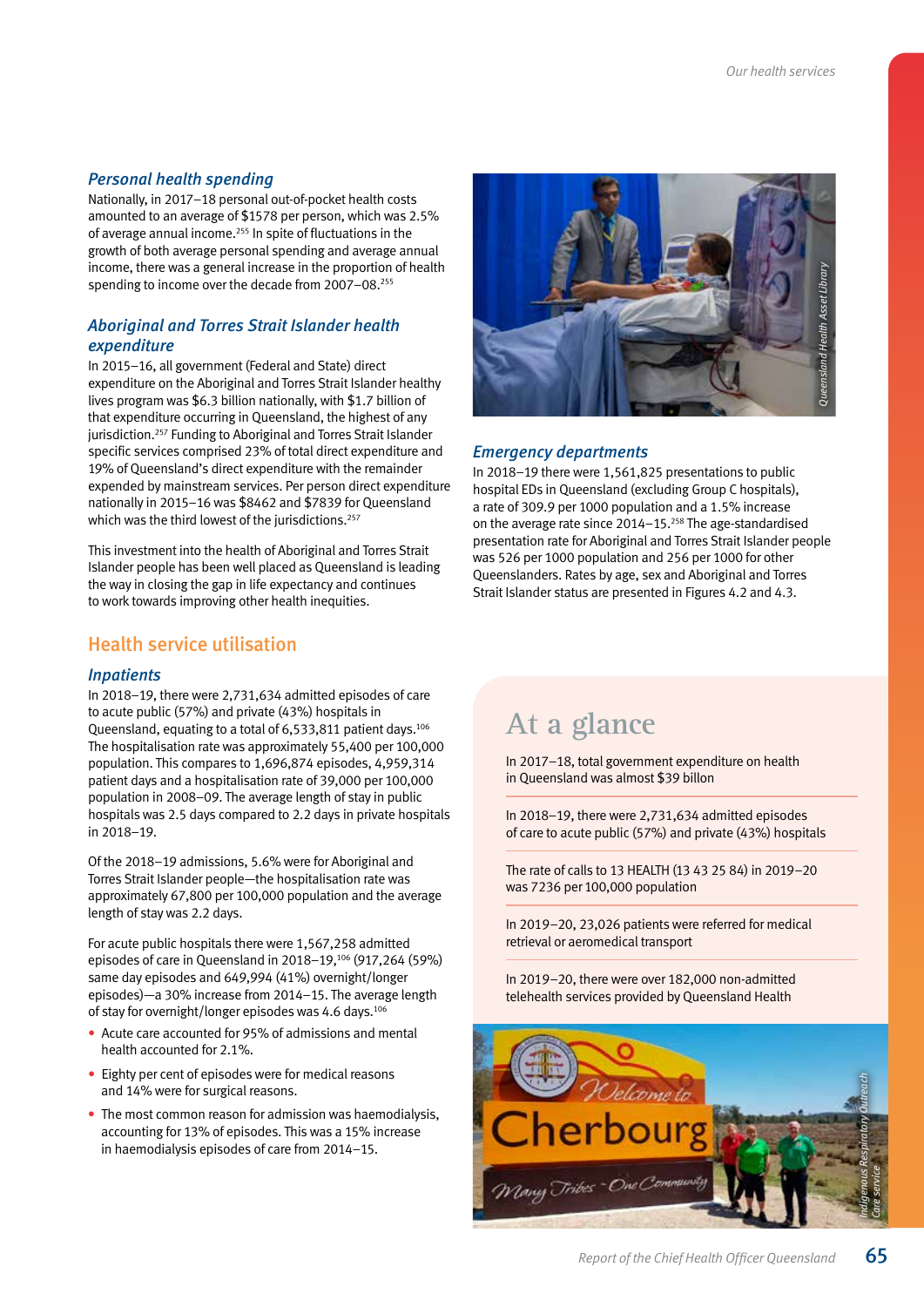### *Personal health spending*

Nationally, in 2017–18 personal out-of-pocket health costs amounted to an average of $1578 per person, which was 2.5% of average annual income.[255] In spite of fluctuations in the growth of both average personal spending and average annual income, there was a general increase in the proportion of health spending to income over the decade from 2007–08.[255]

### *Aboriginal and Torres Strait Islander health expenditure*

In 2015–16, all government (Federal and State) direct expenditure on the Aboriginal and Torres Strait Islander healthy lives program was $6.3 billion nationally, with $1.7 billion of that expenditure occurring in Queensland, the highest of any jurisdiction.[257] Funding to Aboriginal and Torres Strait Islander specific services comprised 23% of total direct expenditure and 19% of Queensland's direct expenditure with the remainder expended by mainstream services. Per person direct expenditure nationally in 2015–16 was $8462 and $7839 for Queensland which was the third lowest of the jurisdictions.[257]

This investment into the health of Aboriginal and Torres Strait Islander people has been well placed as Queensland is leading the way in closing the gap in life expectancy and continues to work towards improving other health inequities.

## Health service utilisation

### *Inpatients*

In 2018–19, there were 2,731,634 admitted episodes of care to acute public (57%) and private (43%) hospitals in Queensland, equating to a total of 6,533,811 patient days.[106] The hospitalisation rate was approximately 55,400 per 100,000 population. This compares to 1,696,874 episodes, 4,959,314 patient days and a hospitalisation rate of 39,000 per 100,000 population in 2008–09. The average length of stay in public hospitals was 2.5 days compared to 2.2 days in private hospitals in 2018–19.

Of the 2018–19 admissions, 5.6% were for Aboriginal and Torres Strait Islander people—the hospitalisation rate was approximately 67,800 per 100,000 population and the average length of stay was 2.2 days.

For acute public hospitals there were 1,567,258 admitted episodes of care in Queensland in 2018–19,[106] (917,264 (59%) same day episodes and 649,994 (41%) overnight/longer episodes)—a 30% increase from 2014–15. The average length of stay for overnight/longer episodes was 4.6 days.[106]

- Acute care accounted for 95% of admissions and mental health accounted for 2.1%.
- Eighty per cent of episodes were for medical reasons and 14% were for surgical reasons.
- The most common reason for admission was haemodialysis, accounting for 13% of episodes. This was a 15% increase in haemodialysis episodes of care from 2014–15.

*Queensland Health Asset Library*

### *Emergency departments*

In 2018–19 there were 1,561,825 presentations to public hospital EDs in Queensland (excluding Group C hospitals), a rate of 309.9 per 1000 population and a 1.5% increase on the average rate since 2014–15.[258] The age-standardised presentation rate for Aboriginal and Torres Strait Islander people was 526 per 1000 population and 256 per 1000 for other Queenslanders. Rates by age, sex and Aboriginal and Torres Strait Islander status are presented in Figures 4.2 and 4.3.

## At a glance

In 2017–18, total government expenditure on health in Queensland was almost $39 billon

In 2018–19, there were 2,731,634 admitted episodes of care to acute public (57%) and private (43%) hospitals

The rate of calls to 13 HEALTH (13 43 25 84) in 2019–20 was 7236 per 100,000 population

In 2019–20, 23,026 patients were referred for medical retrieval or aeromedical transport

In 2019–20, there were over 182,000 non-admitted telehealth services provided by Queensland Health

*Indigenous Respiratory Outreach Care service*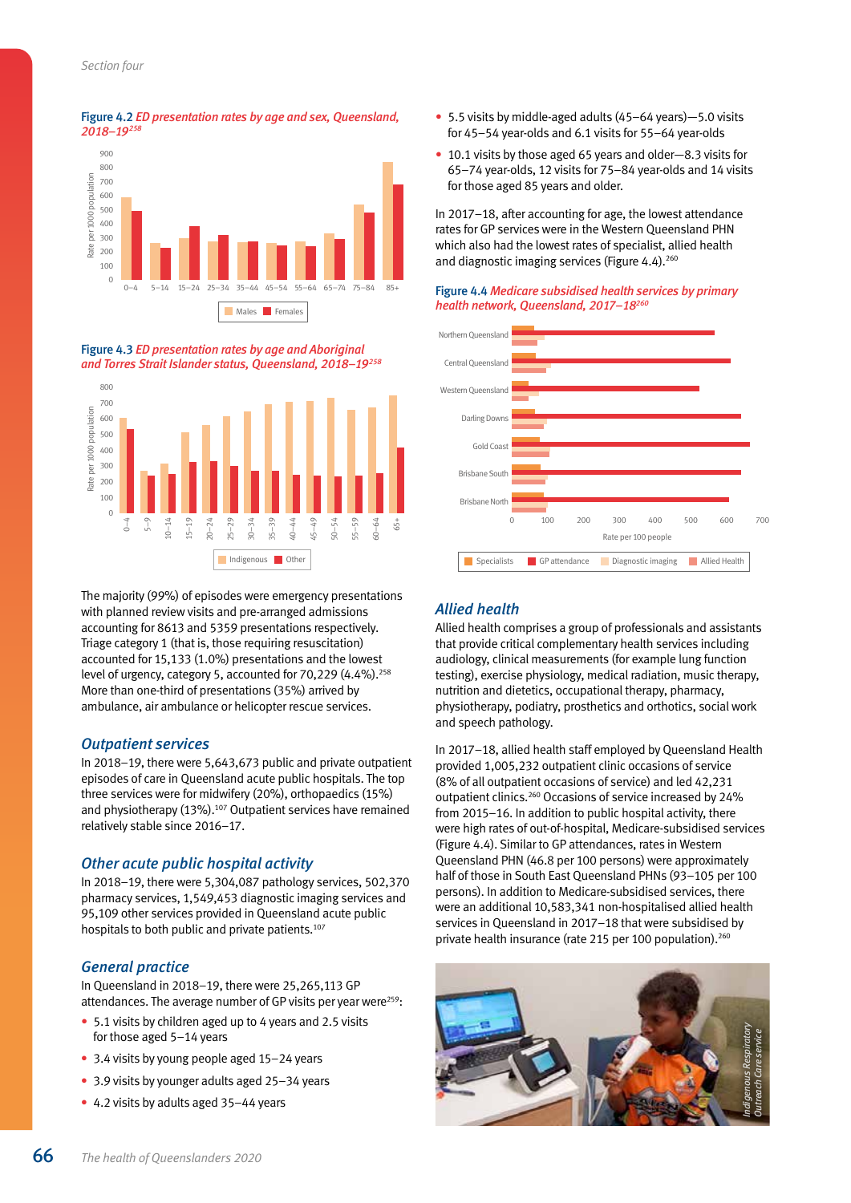Figure 4.2 *ED presentation rates by age and sex, Queensland, 2018–19*[258]

Figure 4.3 *ED presentation rates by age and Aboriginal and Torres Strait Islander status, Queensland, 2018–19*[258]

The majority (99%) of episodes were emergency presentations with planned review visits and pre-arranged admissions accounting for 8613 and 5359 presentations respectively. Triage category 1 (that is, those requiring resuscitation) accounted for 15,133 (1.0%) presentations and the lowest level of urgency, category 5, accounted for 70,229 (4.4%).[258] More than one-third of presentations (35%) arrived by ambulance, air ambulance or helicopter rescue services.

## Outpatient services

In 2018–19, there were 5,643,673 public and private outpatient episodes of care in Queensland acute public hospitals. The top three services were for midwifery (20%), orthopaedics (15%) and physiotherapy (13%).[107] Outpatient services have remained relatively stable since 2016–17.

## Other acute public hospital activity

In 2018–19, there were 5,304,087 pathology services, 502,370 pharmacy services, 1,549,453 diagnostic imaging services and 95,109 other services provided in Queensland acute public hospitals to both public and private patients.[107]

## General practice

In Queensland in 2018–19, there were 25,265,113 GP attendances. The average number of GP visits per year were[259]:

- 5.1 visits by children aged up to 4 years and 2.5 visits for those aged 5–14 years
- 3.4 visits by young people aged 15–24 years
- 3.9 visits by younger adults aged 25–34 years
- 4.2 visits by adults aged 35–44 years
- 5.5 visits by middle-aged adults (45–64 years)—5.0 visits for 45–54 year-olds and 6.1 visits for 55–64 year-olds
- 10.1 visits by those aged 65 years and older—8.3 visits for 65–74 year-olds, 12 visits for 75–84 year-olds and 14 visits for those aged 85 years and older.

In 2017–18, after accounting for age, the lowest attendance rates for GP services were in the Western Queensland PHN which also had the lowest rates of specialist, allied health and diagnostic imaging services (Figure 4.4).[260]

Figure 4.4 *Medicare subsidised health services by primary health network, Queensland, 2017–18*[260]

## Allied health

Allied health comprises a group of professionals and assistants that provide critical complementary health services including audiology, clinical measurements (for example lung function testing), exercise physiology, medical radiation, music therapy, nutrition and dietetics, occupational therapy, pharmacy, physiotherapy, podiatry, prosthetics and orthotics, social work and speech pathology.

In 2017–18, allied health staff employed by Queensland Health provided 1,005,232 outpatient clinic occasions of service (8% of all outpatient occasions of service) and led 42,231 outpatient clinics.[260] Occasions of service increased by 24% from 2015–16. In addition to public hospital activity, there were high rates of out-of-hospital, Medicare-subsidised services (Figure 4.4). Similar to GP attendances, rates in Western Queensland PHN (46.8 per 100 persons) were approximately half of those in South East Queensland PHNs (93–105 per 100 persons). In addition to Medicare-subsidised services, there were an additional 10,583,341 non-hospitalised allied health services in Queensland in 2017–18 that were subsidised by private health insurance (rate 215 per 100 population).[260]

*Indigenous Respiratory Outreach Care service*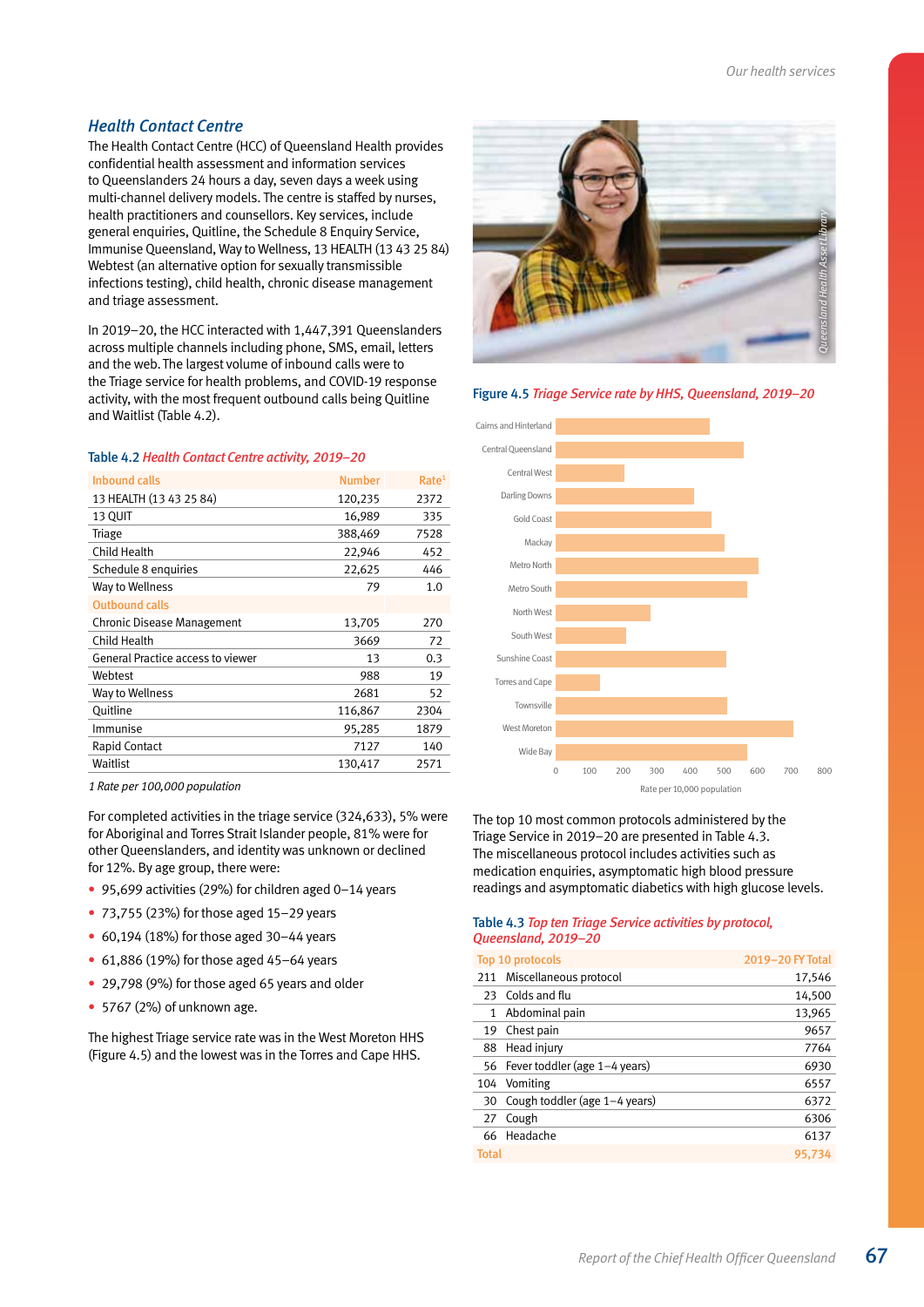## Health Contact Centre

The Health Contact Centre (HCC) of Queensland Health provides confidential health assessment and information services to Queenslanders 24 hours a day, seven days a week using multi-channel delivery models. The centre is staffed by nurses, health practitioners and counsellors. Key services, include general enquiries, Quitline, the Schedule 8 Enquiry Service, Immunise Queensland, Way to Wellness, 13 HEALTH (13 43 25 84) Webtest (an alternative option for sexually transmissible infections testing), child health, chronic disease management and triage assessment.

In 2019–20, the HCC interacted with 1,447,391 Queenslanders across multiple channels including phone, SMS, email, letters and the web. The largest volume of inbound calls were to the Triage service for health problems, and COVID-19 response activity, with the most frequent outbound calls being Quitline and Waitlist (Table 4.2).

**Table 4.2** *Health Contact Centre activity, 2019–20*

| Inbound calls | Number | Rate[1] |
|---|---|---|
| 13 HEALTH (13 43 25 84) | 120,235 | 2372 |
| 13 QUIT | 16,989 | 335 |
| Triage | 388,469 | 7528 |
| Child Health | 22,946 | 452 |
| Schedule 8 enquiries | 22,625 | 446 |
| Way to Wellness | 79 | 1.0 |
| **Outbound calls** | | |
| Chronic Disease Management | 13,705 | 270 |
| Child Health | 3669 | 72 |
| General Practice access to viewer | 13 | 0.3 |
| Webtest | 988 | 19 |
| Way to Wellness | 2681 | 52 |
| Quitline | 116,867 | 2304 |
| Immunise | 95,285 | 1879 |
| Rapid Contact | 7127 | 140 |
| Waitlist | 130,417 | 2571 |

*1 Rate per 100,000 population*

For completed activities in the triage service (324,633), 5% were for Aboriginal and Torres Strait Islander people, 81% were for other Queenslanders, and identity was unknown or declined for 12%. By age group, there were:

- 95,699 activities (29%) for children aged 0–14 years
- 73,755 (23%) for those aged 15–29 years
- 60,194 (18%) for those aged 30–44 years
- 61,886 (19%) for those aged 45–64 years
- 29,798 (9%) for those aged 65 years and older
- 5767 (2%) of unknown age.

The highest Triage service rate was in the West Moreton HHS (Figure 4.5) and the lowest was in the Torres and Cape HHS.

*Queensland Health Asset Library*

**Figure 4.5** *Triage Service rate by HHS, Queensland, 2019–20*

The top 10 most common protocols administered by the Triage Service in 2019–20 are presented in Table 4.3. The miscellaneous protocol includes activities such as medication enquiries, asymptomatic high blood pressure readings and asymptomatic diabetics with high glucose levels.

**Table 4.3** *Top ten Triage Service activities by protocol, Queensland, 2019–20*

| Top 10 protocols | | 2019–20 FY Total |
|---|---|---|
| 211 | Miscellaneous protocol | 17,546 |
| 23 | Colds and flu | 14,500 |
| 1 | Abdominal pain | 13,965 |
| 19 | Chest pain | 9657 |
| 88 | Head injury | 7764 |
| 56 | Fever toddler (age 1–4 years) | 6930 |
| 104 | Vomiting | 6557 |
| 30 | Cough toddler (age 1–4 years) | 6372 |
| 27 | Cough | 6306 |
| 66 | Headache | 6137 |
| **Total** | | **95,734** |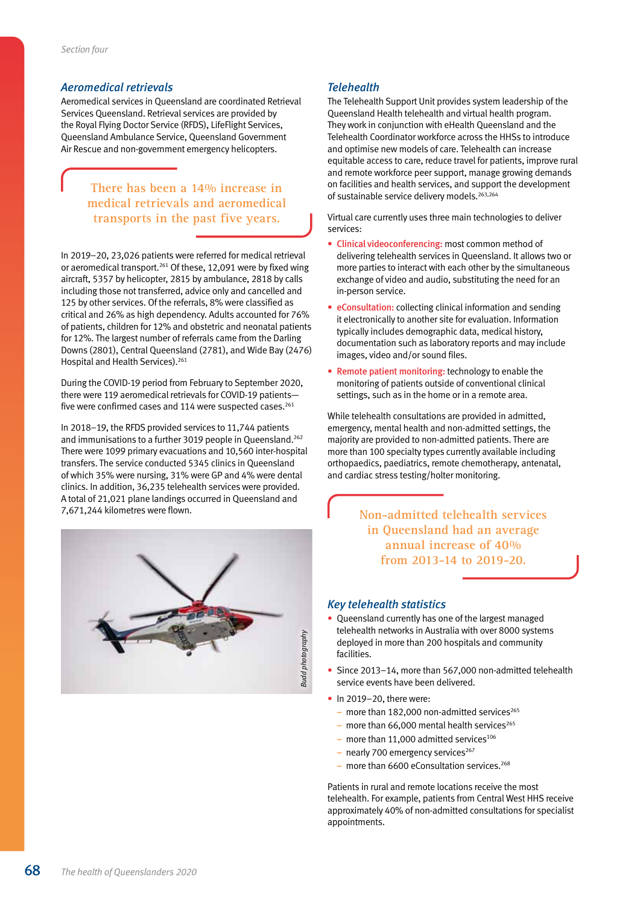### Aeromedical retrievals

Aeromedical services in Queensland are coordinated Retrieval Services Queensland. Retrieval services are provided by the Royal Flying Doctor Service (RFDS), LifeFlight Services, Queensland Ambulance Service, Queensland Government Air Rescue and non-government emergency helicopters.

> There has been a 14% increase in medical retrievals and aeromedical transports in the past five years.

In 2019–20, 23,026 patients were referred for medical retrieval or aeromedical transport.[261] Of these, 12,091 were by fixed wing aircraft, 5357 by helicopter, 2815 by ambulance, 2818 by calls including those not transferred, advice only and cancelled and 125 by other services. Of the referrals, 8% were classified as critical and 26% as high dependency. Adults accounted for 76% of patients, children for 12% and obstetric and neonatal patients for 12%. The largest number of referrals came from the Darling Downs (2801), Central Queensland (2781), and Wide Bay (2476) Hospital and Health Services).[261]

During the COVID-19 period from February to September 2020, there were 119 aeromedical retrievals for COVID-19 patients—five were confirmed cases and 114 were suspected cases.[261]

In 2018–19, the RFDS provided services to 11,744 patients and immunisations to a further 3019 people in Queensland.[262] There were 1099 primary evacuations and 10,560 inter-hospital transfers. The service conducted 5345 clinics in Queensland of which 35% were nursing, 31% were GP and 4% were dental clinics. In addition, 36,235 telehealth services were provided. A total of 21,021 plane landings occurred in Queensland and 7,671,244 kilometres were flown.

*Budd photography*

### Telehealth

The Telehealth Support Unit provides system leadership of the Queensland Health telehealth and virtual health program. They work in conjunction with eHealth Queensland and the Telehealth Coordinator workforce across the HHSs to introduce and optimise new models of care. Telehealth can increase equitable access to care, reduce travel for patients, improve rural and remote workforce peer support, manage growing demands on facilities and health services, and support the development of sustainable service delivery models.[263,264]

Virtual care currently uses three main technologies to deliver services:

- **Clinical videoconferencing:** most common method of delivering telehealth services in Queensland. It allows two or more parties to interact with each other by the simultaneous exchange of video and audio, substituting the need for an in-person service.
- **eConsultation:** collecting clinical information and sending it electronically to another site for evaluation. Information typically includes demographic data, medical history, documentation such as laboratory reports and may include images, video and/or sound files.
- **Remote patient monitoring:** technology to enable the monitoring of patients outside of conventional clinical settings, such as in the home or in a remote area.

While telehealth consultations are provided in admitted, emergency, mental health and non-admitted settings, the majority are provided to non-admitted patients. There are more than 100 specialty types currently available including orthopaedics, paediatrics, remote chemotherapy, antenatal, and cardiac stress testing/holter monitoring.

> Non-admitted telehealth services in Queensland had an average annual increase of 40% from 2013-14 to 2019-20.

### Key telehealth statistics

- Queensland currently has one of the largest managed telehealth networks in Australia with over 8000 systems deployed in more than 200 hospitals and community facilities.
- Since 2013–14, more than 567,000 non-admitted telehealth service events have been delivered.
- In 2019–20, there were:
  - more than 182,000 non-admitted services[265]
  - more than 66,000 mental health services[265]
  - more than 11,000 admitted services[106]
  - nearly 700 emergency services[267]
  - more than 6600 eConsultation services.[268]

Patients in rural and remote locations receive the most telehealth. For example, patients from Central West HHS receive approximately 40% of non-admitted consultations for specialist appointments.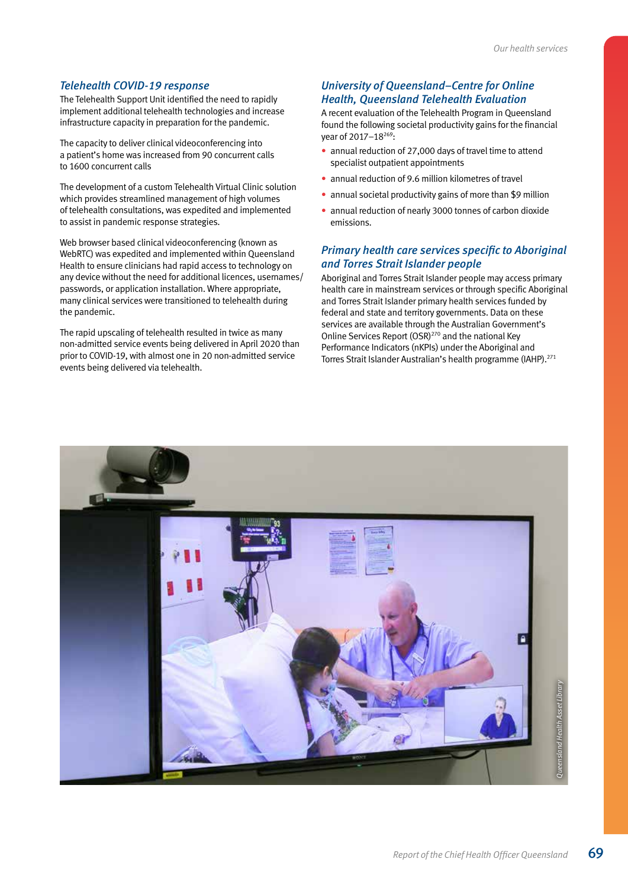## Telehealth COVID-19 response

The Telehealth Support Unit identified the need to rapidly implement additional telehealth technologies and increase infrastructure capacity in preparation for the pandemic.

The capacity to deliver clinical videoconferencing into a patient's home was increased from 90 concurrent calls to 1600 concurrent calls

The development of a custom Telehealth Virtual Clinic solution which provides streamlined management of high volumes of telehealth consultations, was expedited and implemented to assist in pandemic response strategies.

Web browser based clinical videoconferencing (known as WebRTC) was expedited and implemented within Queensland Health to ensure clinicians had rapid access to technology on any device without the need for additional licences, usernames/passwords, or application installation. Where appropriate, many clinical services were transitioned to telehealth during the pandemic.

The rapid upscaling of telehealth resulted in twice as many non-admitted service events being delivered in April 2020 than prior to COVID-19, with almost one in 20 non-admitted service events being delivered via telehealth.

## University of Queensland–Centre for Online Health, Queensland Telehealth Evaluation

A recent evaluation of the Telehealth Program in Queensland found the following societal productivity gains for the financial year of 2017–18[269]:

- annual reduction of 27,000 days of travel time to attend specialist outpatient appointments
- annual reduction of 9.6 million kilometres of travel
- annual societal productivity gains of more than $9 million
- annual reduction of nearly 3000 tonnes of carbon dioxide emissions.

## Primary health care services specific to Aboriginal and Torres Strait Islander people

Aboriginal and Torres Strait Islander people may access primary health care in mainstream services or through specific Aboriginal and Torres Strait Islander primary health services funded by federal and state and territory governments. Data on these services are available through the Australian Government's Online Services Report (OSR)[270] and the national Key Performance Indicators (nKPIs) under the Aboriginal and Torres Strait Islander Australian's health programme (IAHP).[271]

Queensland Health Asset Library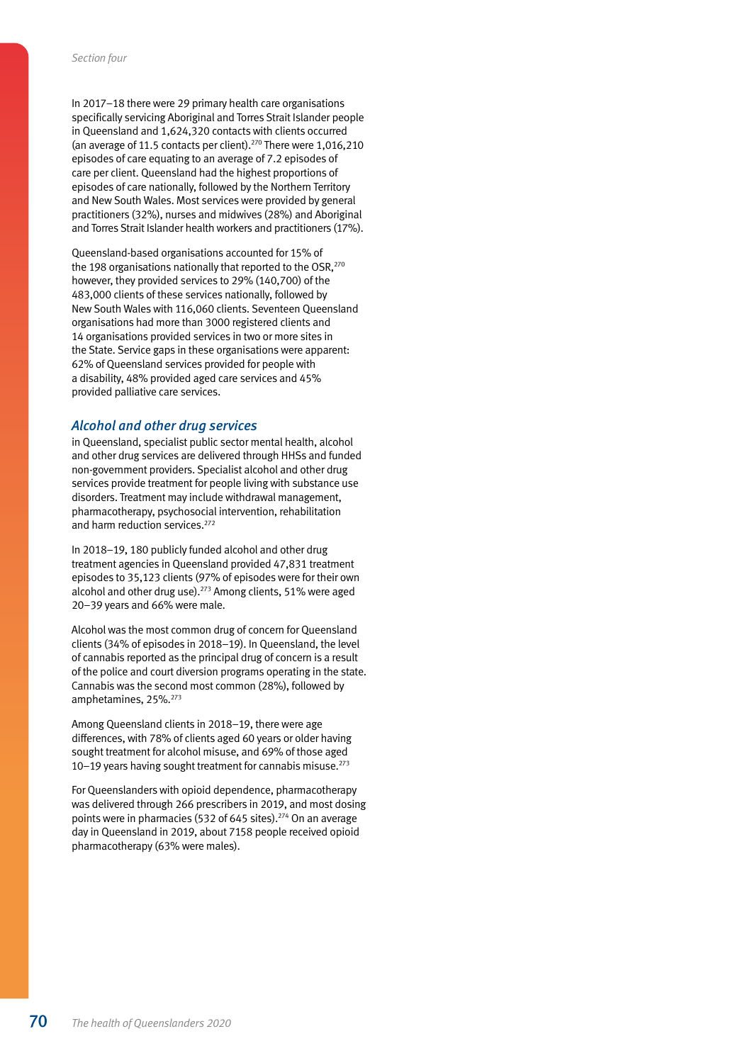In 2017–18 there were 29 primary health care organisations specifically servicing Aboriginal and Torres Strait Islander people in Queensland and 1,624,320 contacts with clients occurred (an average of 11.5 contacts per client).[270] There were 1,016,210 episodes of care equating to an average of 7.2 episodes of care per client. Queensland had the highest proportions of episodes of care nationally, followed by the Northern Territory and New South Wales. Most services were provided by general practitioners (32%), nurses and midwives (28%) and Aboriginal and Torres Strait Islander health workers and practitioners (17%).

Queensland-based organisations accounted for 15% of the 198 organisations nationally that reported to the OSR,[270] however, they provided services to 29% (140,700) of the 483,000 clients of these services nationally, followed by New South Wales with 116,060 clients. Seventeen Queensland organisations had more than 3000 registered clients and 14 organisations provided services in two or more sites in the State. Service gaps in these organisations were apparent: 62% of Queensland services provided for people with a disability, 48% provided aged care services and 45% provided palliative care services.

### *Alcohol and other drug services*

in Queensland, specialist public sector mental health, alcohol and other drug services are delivered through HHSs and funded non-government providers. Specialist alcohol and other drug services provide treatment for people living with substance use disorders. Treatment may include withdrawal management, pharmacotherapy, psychosocial intervention, rehabilitation and harm reduction services.[272]

In 2018–19, 180 publicly funded alcohol and other drug treatment agencies in Queensland provided 47,831 treatment episodes to 35,123 clients (97% of episodes were for their own alcohol and other drug use).[273] Among clients, 51% were aged 20–39 years and 66% were male.

Alcohol was the most common drug of concern for Queensland clients (34% of episodes in 2018–19). In Queensland, the level of cannabis reported as the principal drug of concern is a result of the police and court diversion programs operating in the state. Cannabis was the second most common (28%), followed by amphetamines, 25%.[273]

Among Queensland clients in 2018–19, there were age differences, with 78% of clients aged 60 years or older having sought treatment for alcohol misuse, and 69% of those aged 10–19 years having sought treatment for cannabis misuse.[273]

For Queenslanders with opioid dependence, pharmacotherapy was delivered through 266 prescribers in 2019, and most dosing points were in pharmacies (532 of 645 sites).[274] On an average day in Queensland in 2019, about 7158 people received opioid pharmacotherapy (63% were males).